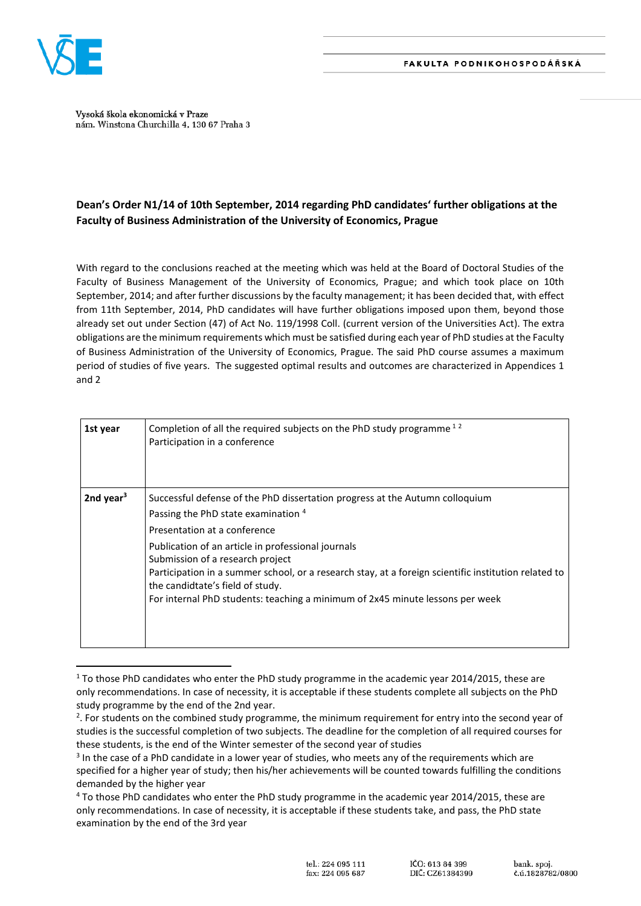FAKULTA PODNIKOHOSPODÁŘSKÁ

Vysoká škola ekonomická v Praze
nám. Winstona Churchilla 4, 130 67 Praha 3

**Dean's Order N1/14 of 10th September, 2014 regarding PhD candidates' further obligations at the Faculty of Business Administration of the University of Economics, Prague**

With regard to the conclusions reached at the meeting which was held at the Board of Doctoral Studies of the Faculty of Business Management of the University of Economics, Prague; and which took place on 10th September, 2014; and after further discussions by the faculty management; it has been decided that, with effect from 11th September, 2014, PhD candidates will have further obligations imposed upon them, beyond those already set out under Section (47) of Act No. 119/1998 Coll. (current version of the Universities Act). The extra obligations are the minimum requirements which must be satisfied during each year of PhD studies at the Faculty of Business Administration of the University of Economics, Prague. The said PhD course assumes a maximum period of studies of five years. The suggested optimal results and outcomes are characterized in Appendices 1 and 2

| | |
|---|---|
| **1st year** | Completion of all the required subjects on the PhD study programme [1] [2]<br>Participation in a conference |
| **2nd year**[3] | Successful defense of the PhD dissertation progress at the Autumn colloquium<br>Passing the PhD state examination [4]<br>Presentation at a conference<br>Publication of an article in professional journals<br>Submission of a research project<br>Participation in a summer school, or a research stay, at a foreign scientific institution related to the candidtate's field of study.<br>For internal PhD students: teaching a minimum of 2x45 minute lessons per week |

[1] To those PhD candidates who enter the PhD study programme in the academic year 2014/2015, these are only recommendations. In case of necessity, it is acceptable if these students complete all subjects on the PhD study programme by the end of the 2nd year.

[2]. For students on the combined study programme, the minimum requirement for entry into the second year of studies is the successful completion of two subjects. The deadline for the completion of all required courses for these students, is the end of the Winter semester of the second year of studies

[3] In the case of a PhD candidate in a lower year of studies, who meets any of the requirements which are specified for a higher year of study; then his/her achievements will be counted towards fulfilling the conditions demanded by the higher year

[4] To those PhD candidates who enter the PhD study programme in the academic year 2014/2015, these are only recommendations. In case of necessity, it is acceptable if these students take, and pass, the PhD state examination by the end of the 3rd year

tel.: 224 095 111
fax: 224 095 687

IČO: 613 84 399
DIČ: CZ61384399

bank. spoj.
č.ú.1828782/0800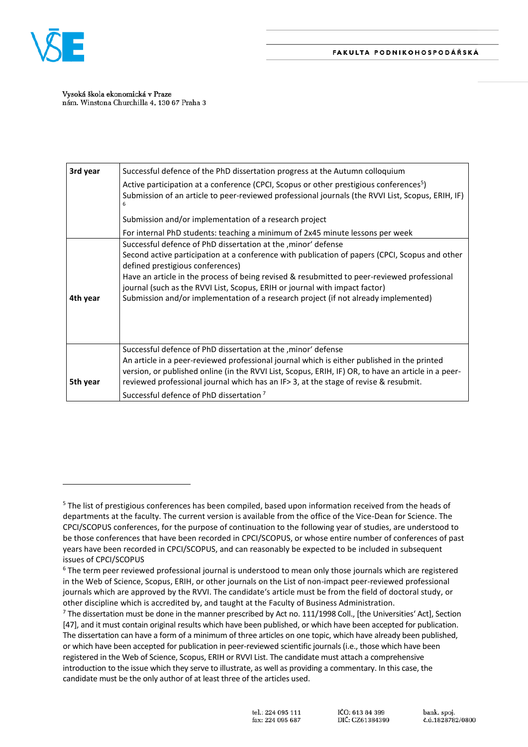| | |
|---|---|
| **3rd year** | Successful defence of the PhD dissertation progress at the Autumn colloquium<br>Active participation at a conference (CPCI, Scopus or other prestigious conferences[5])<br>Submission of an article to peer-reviewed professional journals (the RVVI List, Scopus, ERIH, IF)[6]<br>Submission and/or implementation of a research project<br>For internal PhD students: teaching a minimum of 2x45 minute lessons per week |
| **4th year** | Successful defence of PhD dissertation at the ‚minor' defense<br>Second active participation at a conference with publication of papers (CPCI, Scopus and other defined prestigious conferences)<br>Have an article in the process of being revised & resubmitted to peer-reviewed professional journal (such as the RVVI List, Scopus, ERIH or journal with impact factor)<br>Submission and/or implementation of a research project (if not already implemented) |
| **5th year** | Successful defence of PhD dissertation at the ‚minor' defense<br>An article in a peer-reviewed professional journal which is either published in the printed version, or published online (in the RVVI List, Scopus, ERIH, IF) OR, to have an article in a peer-reviewed professional journal which has an IF> 3, at the stage of revise & resubmit.<br>Successful defence of PhD dissertation [7] |

---

[5] The list of prestigious conferences has been compiled, based upon information received from the heads of departments at the faculty. The current version is available from the office of the Vice-Dean for Science. The CPCI/SCOPUS conferences, for the purpose of continuation to the following year of studies, are understood to be those conferences that have been recorded in CPCI/SCOPUS, or whose entire number of conferences of past years have been recorded in CPCI/SCOPUS, and can reasonably be expected to be included in subsequent issues of CPCI/SCOPUS

[6] The term peer reviewed professional journal is understood to mean only those journals which are registered in the Web of Science, Scopus, ERIH, or other journals on the List of non-impact peer-reviewed professional journals which are approved by the RVVI. The candidate's article must be from the field of doctoral study, or other discipline which is accredited by, and taught at the Faculty of Business Administration.

[7] The dissertation must be done in the manner prescribed by Act no. 111/1998 Coll., [the Universities' Act], Section [47], and it must contain original results which have been published, or which have been accepted for publication. The dissertation can have a form of a minimum of three articles on one topic, which have already been published, or which have been accepted for publication in peer-reviewed scientific journals (i.e., those which have been registered in the Web of Science, Scopus, ERIH or RVVI List. The candidate must attach a comprehensive introduction to the issue which they serve to illustrate, as well as providing a commentary. In this case, the candidate must be the only author of at least three of the articles used.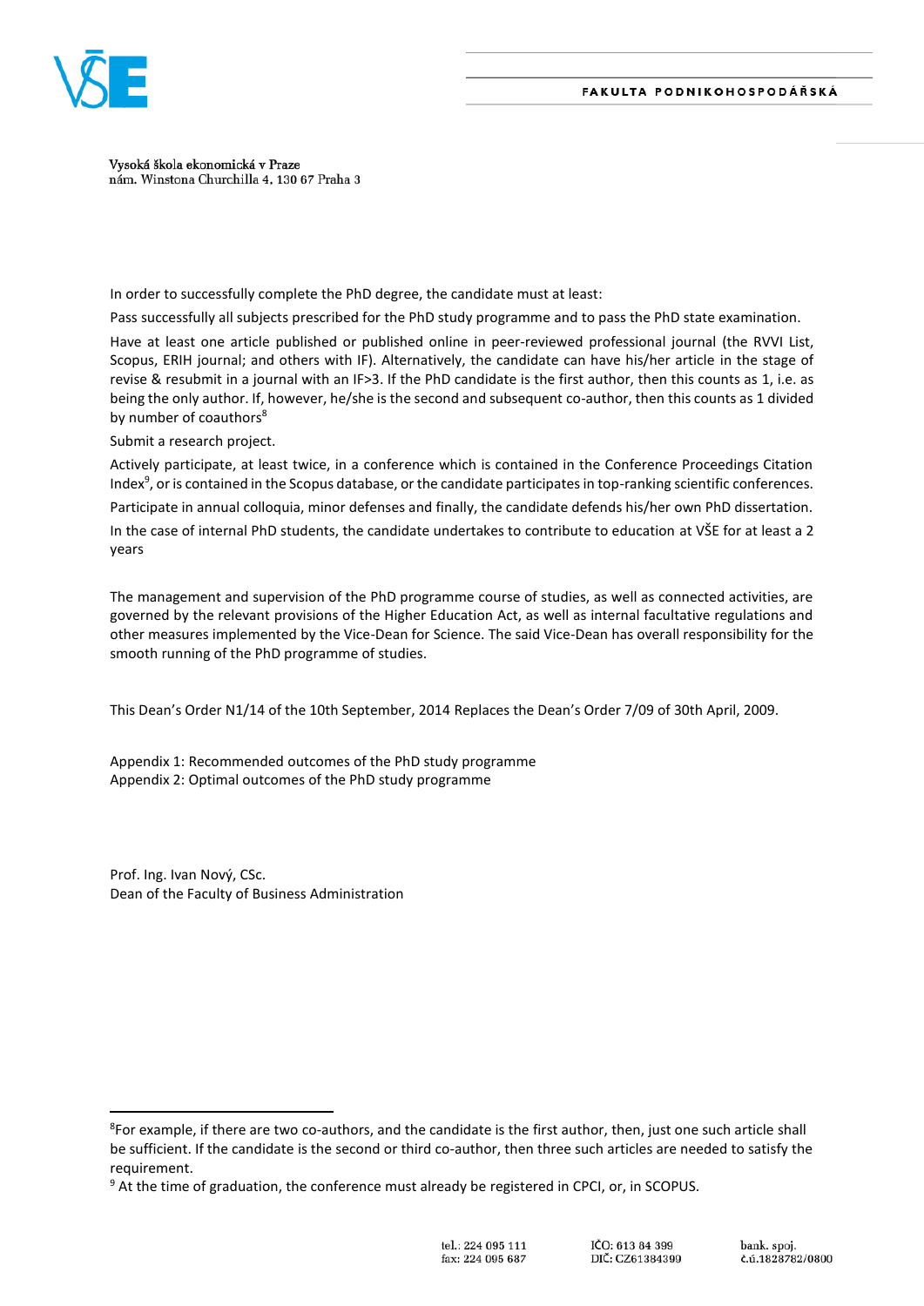Vysoká škola ekonomická v Praze
nám. Winstona Churchilla 4, 130 67 Praha 3

In order to successfully complete the PhD degree, the candidate must at least:

Pass successfully all subjects prescribed for the PhD study programme and to pass the PhD state examination.

Have at least one article published or published online in peer-reviewed professional journal (the RVVI List, Scopus, ERIH journal; and others with IF). Alternatively, the candidate can have his/her article in the stage of revise & resubmit in a journal with an IF>3. If the PhD candidate is the first author, then this counts as 1, i.e. as being the only author. If, however, he/she is the second and subsequent co-author, then this counts as 1 divided by number of coauthors[8]

Submit a research project.

Actively participate, at least twice, in a conference which is contained in the Conference Proceedings Citation Index[9], or is contained in the Scopus database, or the candidate participates in top-ranking scientific conferences.

Participate in annual colloquia, minor defenses and finally, the candidate defends his/her own PhD dissertation.

In the case of internal PhD students, the candidate undertakes to contribute to education at VŠE for at least a 2 years

The management and supervision of the PhD programme course of studies, as well as connected activities, are governed by the relevant provisions of the Higher Education Act, as well as internal facultative regulations and other measures implemented by the Vice-Dean for Science. The said Vice-Dean has overall responsibility for the smooth running of the PhD programme of studies.

This Dean's Order N1/14 of the 10th September, 2014 Replaces the Dean's Order 7/09 of 30th April, 2009.

Appendix 1: Recommended outcomes of the PhD study programme
Appendix 2: Optimal outcomes of the PhD study programme

Prof. Ing. Ivan Nový, CSc.
Dean of the Faculty of Business Administration

---

[8] For example, if there are two co-authors, and the candidate is the first author, then, just one such article shall be sufficient. If the candidate is the second or third co-author, then three such articles are needed to satisfy the requirement.

[9] At the time of graduation, the conference must already be registered in CPCI, or, in SCOPUS.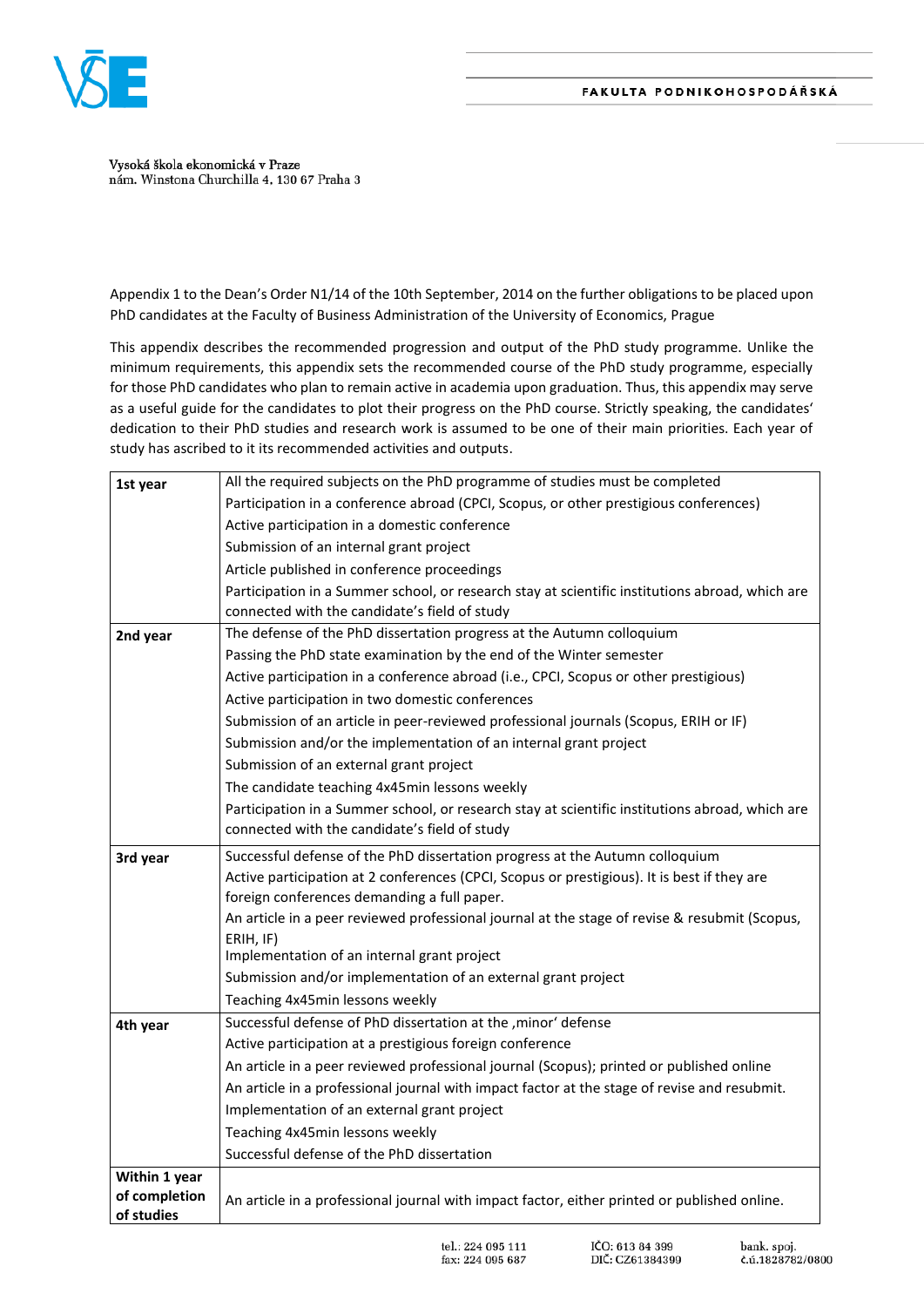Vysoká škola ekonomická v Praze
nám. Winstona Churchilla 4, 130 67 Praha 3

Appendix 1 to the Dean's Order N1/14 of the 10th September, 2014 on the further obligations to be placed upon PhD candidates at the Faculty of Business Administration of the University of Economics, Prague

This appendix describes the recommended progression and output of the PhD study programme. Unlike the minimum requirements, this appendix sets the recommended course of the PhD study programme, especially for those PhD candidates who plan to remain active in academia upon graduation. Thus, this appendix may serve as a useful guide for the candidates to plot their progress on the PhD course. Strictly speaking, the candidates' dedication to their PhD studies and research work is assumed to be one of their main priorities. Each year of study has ascribed to it its recommended activities and outputs.

| | |
|---|---|
| **1st year** | All the required subjects on the PhD programme of studies must be completed<br>Participation in a conference abroad (CPCI, Scopus, or other prestigious conferences)<br>Active participation in a domestic conference<br>Submission of an internal grant project<br>Article published in conference proceedings<br>Participation in a Summer school, or research stay at scientific institutions abroad, which are connected with the candidate's field of study |
| **2nd year** | The defense of the PhD dissertation progress at the Autumn colloquium<br>Passing the PhD state examination by the end of the Winter semester<br>Active participation in a conference abroad (i.e., CPCI, Scopus or other prestigious)<br>Active participation in two domestic conferences<br>Submission of an article in peer-reviewed professional journals (Scopus, ERIH or IF)<br>Submission and/or the implementation of an internal grant project<br>Submission of an external grant project<br>The candidate teaching 4x45min lessons weekly<br>Participation in a Summer school, or research stay at scientific institutions abroad, which are connected with the candidate's field of study |
| **3rd year** | Successful defense of the PhD dissertation progress at the Autumn colloquium<br>Active participation at 2 conferences (CPCI, Scopus or prestigious). It is best if they are foreign conferences demanding a full paper.<br>An article in a peer reviewed professional journal at the stage of revise & resubmit (Scopus, ERIH, IF)<br>Implementation of an internal grant project<br>Submission and/or implementation of an external grant project<br>Teaching 4x45min lessons weekly |
| **4th year** | Successful defense of PhD dissertation at the ‚minor' defense<br>Active participation at a prestigious foreign conference<br>An article in a peer reviewed professional journal (Scopus); printed or published online<br>An article in a professional journal with impact factor at the stage of revise and resubmit.<br>Implementation of an external grant project<br>Teaching 4x45min lessons weekly<br>Successful defense of the PhD dissertation |
| **Within 1 year of completion of studies** | An article in a professional journal with impact factor, either printed or published online. |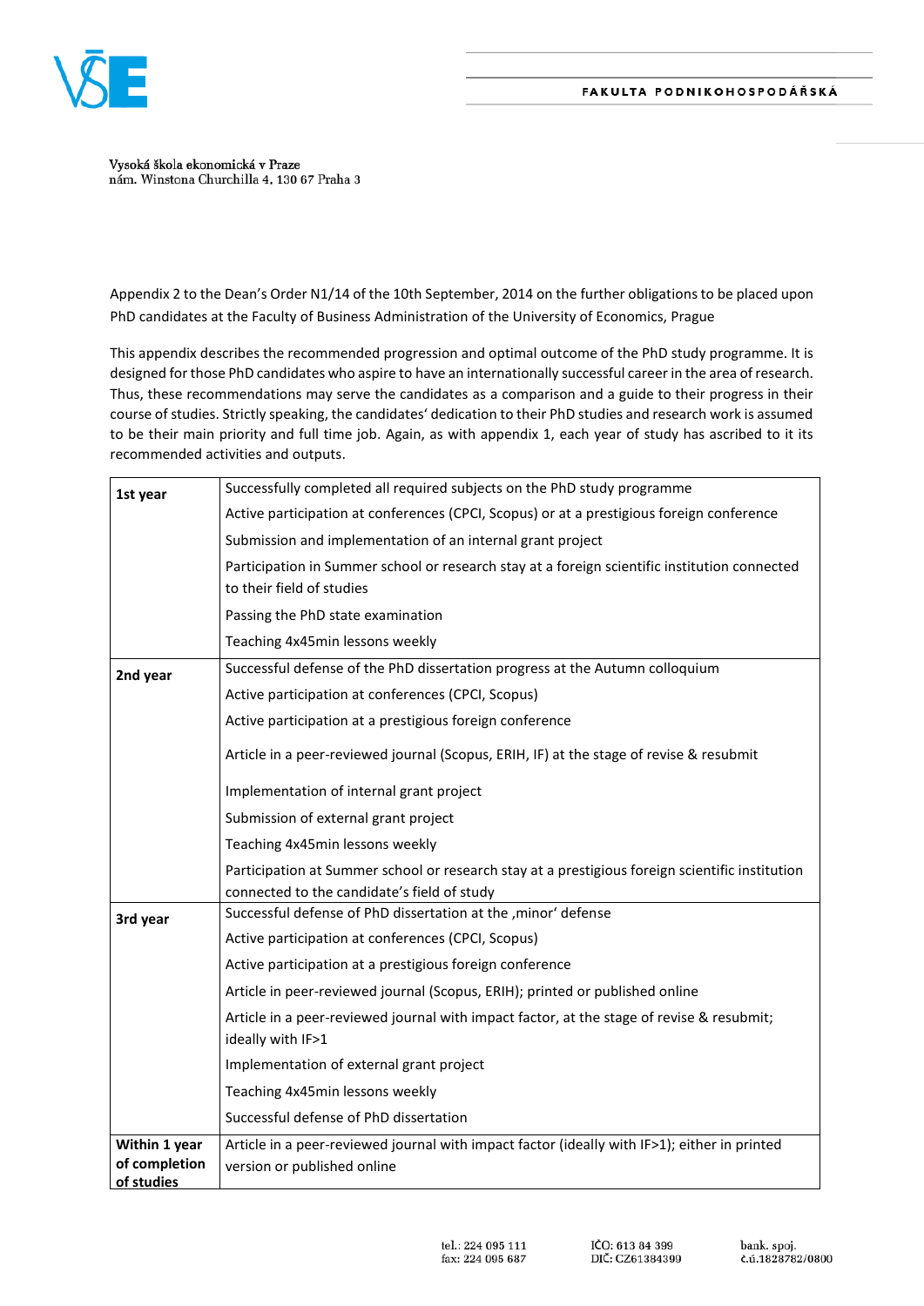Vysoká škola ekonomická v Praze
nám. Winstona Churchilla 4, 130 67 Praha 3

Appendix 2 to the Dean's Order N1/14 of the 10th September, 2014 on the further obligations to be placed upon PhD candidates at the Faculty of Business Administration of the University of Economics, Prague

This appendix describes the recommended progression and optimal outcome of the PhD study programme. It is designed for those PhD candidates who aspire to have an internationally successful career in the area of research. Thus, these recommendations may serve the candidates as a comparison and a guide to their progress in their course of studies. Strictly speaking, the candidates' dedication to their PhD studies and research work is assumed to be their main priority and full time job. Again, as with appendix 1, each year of study has ascribed to it its recommended activities and outputs.

| | |
|---|---|
| **1st year** | Successfully completed all required subjects on the PhD study programme<br>Active participation at conferences (CPCI, Scopus) or at a prestigious foreign conference<br>Submission and implementation of an internal grant project<br>Participation in Summer school or research stay at a foreign scientific institution connected to their field of studies<br>Passing the PhD state examination<br>Teaching 4x45min lessons weekly |
| **2nd year** | Successful defense of the PhD dissertation progress at the Autumn colloquium<br>Active participation at conferences (CPCI, Scopus)<br>Active participation at a prestigious foreign conference<br>Article in a peer-reviewed journal (Scopus, ERIH, IF) at the stage of revise & resubmit<br>Implementation of internal grant project<br>Submission of external grant project<br>Teaching 4x45min lessons weekly<br>Participation at Summer school or research stay at a prestigious foreign scientific institution connected to the candidate's field of study |
| **3rd year** | Successful defense of PhD dissertation at the ‚minor' defense<br>Active participation at conferences (CPCI, Scopus)<br>Active participation at a prestigious foreign conference<br>Article in peer-reviewed journal (Scopus, ERIH); printed or published online<br>Article in a peer-reviewed journal with impact factor, at the stage of revise & resubmit; ideally with IF>1<br>Implementation of external grant project<br>Teaching 4x45min lessons weekly<br>Successful defense of PhD dissertation |
| **Within 1 year of completion of studies** | Article in a peer-reviewed journal with impact factor (ideally with IF>1); either in printed version or published online |